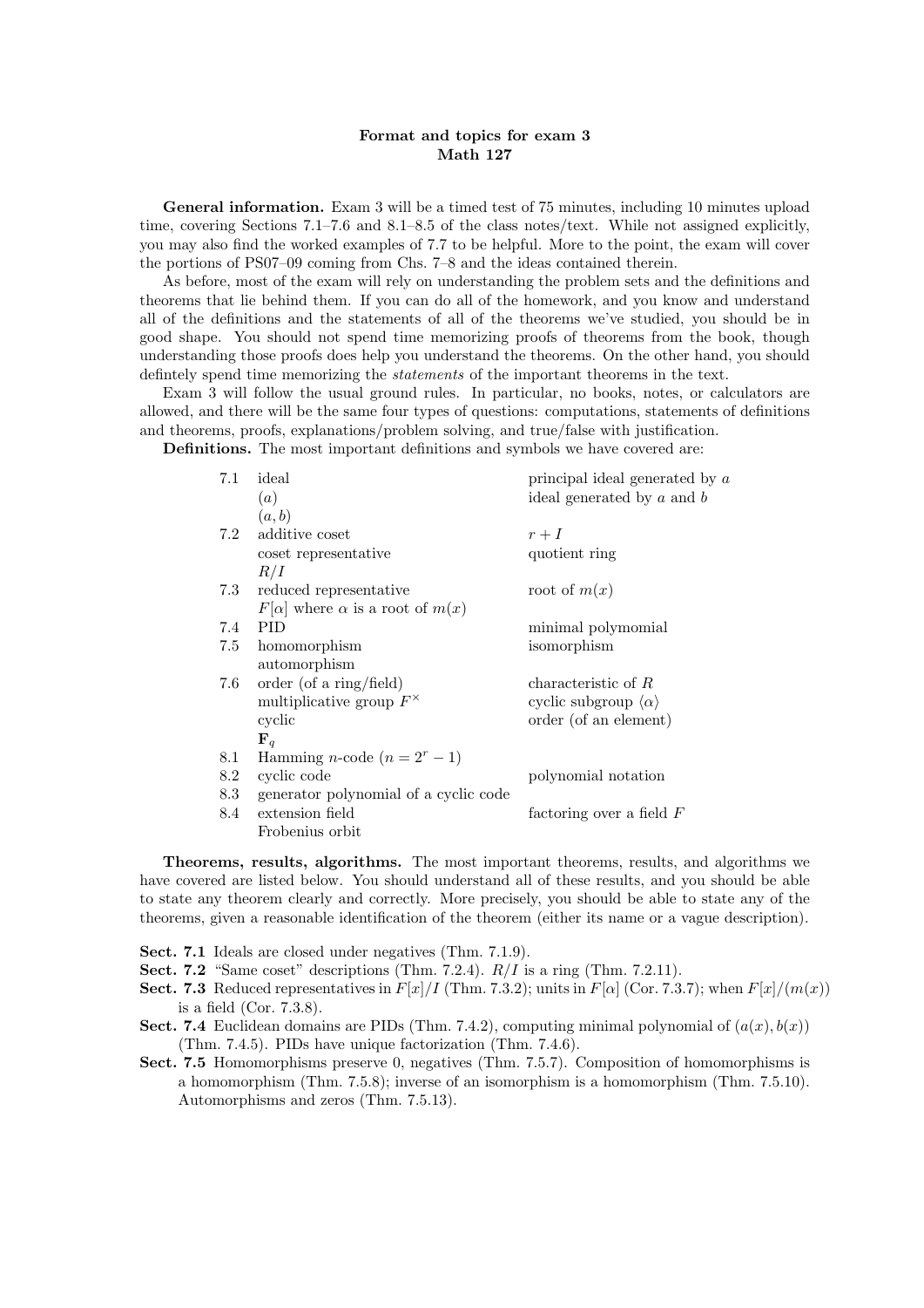**Format and topics for exam 3**
**Math 127**

**General information.** Exam 3 will be a timed test of 75 minutes, including 10 minutes upload time, covering Sections 7.1–7.6 and 8.1–8.5 of the class notes/text. While not assigned explicitly, you may also find the worked examples of 7.7 to be helpful. More to the point, the exam will cover the portions of PS07–09 coming from Chs. 7–8 and the ideas contained therein.

As before, most of the exam will rely on understanding the problem sets and the definitions and theorems that lie behind them. If you can do all of the homework, and you know and understand all of the definitions and the statements of all of the theorems we've studied, you should be in good shape. You should not spend time memorizing proofs of theorems from the book, though understanding those proofs does help you understand the theorems. On the other hand, you should definitely spend time memorizing the *statements* of the important theorems in the text.

Exam 3 will follow the usual ground rules. In particular, no books, notes, or calculators are allowed, and there will be the same four types of questions: computations, statements of definitions and theorems, proofs, explanations/problem solving, and true/false with justification.

**Definitions.** The most important definitions and symbols we have covered are:

| | | |
|---|---|---|
| 7.1 | ideal | principal ideal generated by $a$ |
| | $(a)$ | ideal generated by $a$ and $b$ |
| | $(a, b)$ | |
| 7.2 | additive coset | $r + I$ |
| | coset representative | quotient ring |
| | $R/I$ | |
| 7.3 | reduced representative | root of $m(x)$ |
| | $F[\alpha]$ where $\alpha$ is a root of $m(x)$ | |
| 7.4 | PID | minimal polymomial |
| 7.5 | homomorphism | isomorphism |
| | automorphism | |
| 7.6 | order (of a ring/field) | characteristic of $R$ |
| | multiplicative group $F^{\times}$ | cyclic subgroup $\langle \alpha \rangle$ |
| | cyclic | order (of an element) |
| | $\mathbf{F}_q$ | |
| 8.1 | Hamming $n$-code ($n = 2^r - 1$) | |
| 8.2 | cyclic code | polynomial notation |
| 8.3 | generator polynomial of a cyclic code | |
| 8.4 | extension field | factoring over a field $F$ |
| | Frobenius orbit | |

**Theorems, results, algorithms.** The most important theorems, results, and algorithms we have covered are listed below. You should understand all of these results, and you should be able to state any theorem clearly and correctly. More precisely, you should be able to state any of the theorems, given a reasonable identification of the theorem (either its name or a vague description).

**Sect. 7.1** Ideals are closed under negatives (Thm. 7.1.9).

**Sect. 7.2** "Same coset" descriptions (Thm. 7.2.4). $R/I$ is a ring (Thm. 7.2.11).

**Sect. 7.3** Reduced representatives in $F[x]/I$ (Thm. 7.3.2); units in $F[\alpha]$ (Cor. 7.3.7); when $F[x]/(m(x))$ is a field (Cor. 7.3.8).

**Sect. 7.4** Euclidean domains are PIDs (Thm. 7.4.2), computing minimal polynomial of $(a(x), b(x))$ (Thm. 7.4.5). PIDs have unique factorization (Thm. 7.4.6).

**Sect. 7.5** Homomorphisms preserve 0, negatives (Thm. 7.5.7). Composition of homomorphisms is a homomorphism (Thm. 7.5.8); inverse of an isomorphism is a homomorphism (Thm. 7.5.10). Automorphisms and zeros (Thm. 7.5.13).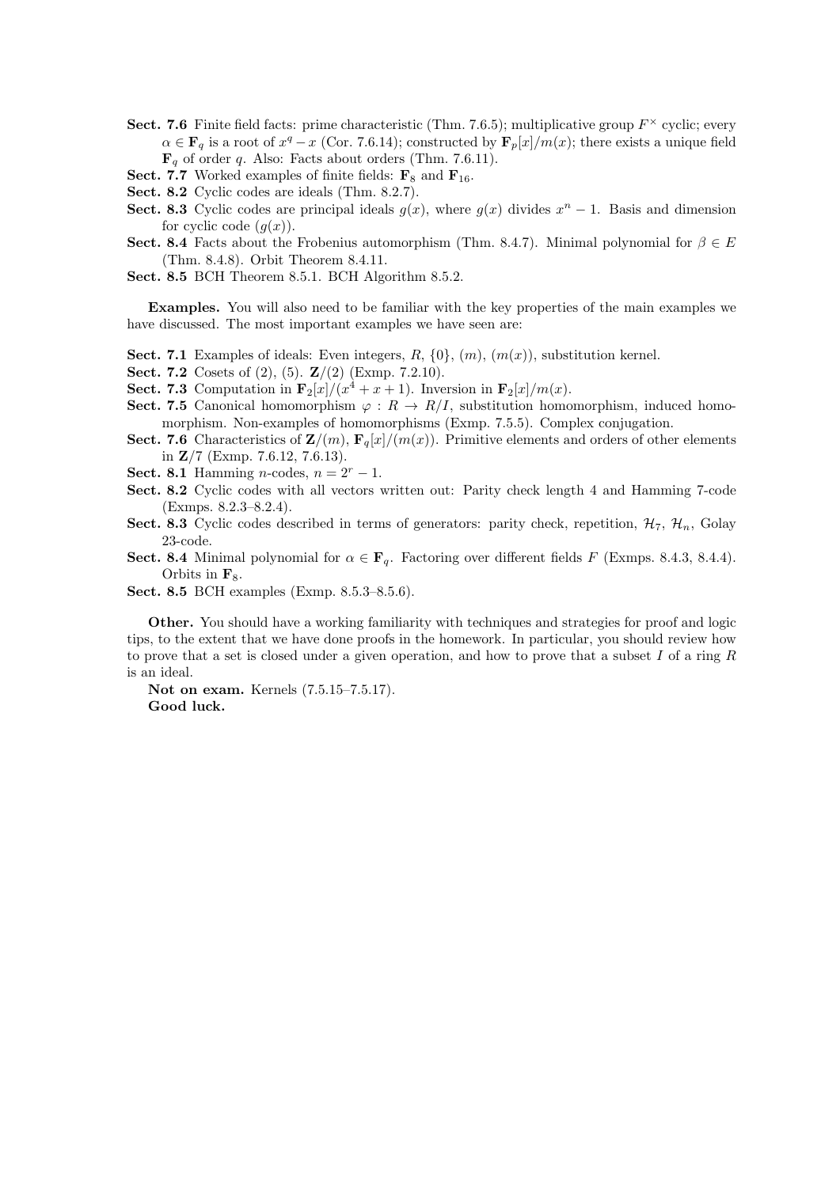**Sect. 7.6** Finite field facts: prime characteristic (Thm. 7.6.5); multiplicative group $F^\times$ cyclic; every $\alpha \in \mathbf{F}_q$ is a root of $x^q - x$ (Cor. 7.6.14); constructed by $\mathbf{F}_p[x]/m(x)$; there exists a unique field $\mathbf{F}_q$ of order $q$. Also: Facts about orders (Thm. 7.6.11).

**Sect. 7.7** Worked examples of finite fields: $\mathbf{F}_8$ and $\mathbf{F}_{16}$.

**Sect. 8.2** Cyclic codes are ideals (Thm. 8.2.7).

**Sect. 8.3** Cyclic codes are principal ideals $g(x)$, where $g(x)$ divides $x^n - 1$. Basis and dimension for cyclic code $(g(x))$.

**Sect. 8.4** Facts about the Frobenius automorphism (Thm. 8.4.7). Minimal polynomial for $\beta \in E$ (Thm. 8.4.8). Orbit Theorem 8.4.11.

**Sect. 8.5** BCH Theorem 8.5.1. BCH Algorithm 8.5.2.

**Examples.** You will also need to be familiar with the key properties of the main examples we have discussed. The most important examples we have seen are:

**Sect. 7.1** Examples of ideals: Even integers, $R$, $\{0\}$, $(m)$, $(m(x))$, substitution kernel.

**Sect. 7.2** Cosets of (2), (5). $\mathbf{Z}/(2)$ (Exmp. 7.2.10).

**Sect. 7.3** Computation in $\mathbf{F}_2[x]/(x^4 + x + 1)$. Inversion in $\mathbf{F}_2[x]/m(x)$.

**Sect. 7.5** Canonical homomorphism $\varphi : R \to R/I$, substitution homomorphism, induced homomorphism. Non-examples of homomorphisms (Exmp. 7.5.5). Complex conjugation.

**Sect. 7.6** Characteristics of $\mathbf{Z}/(m)$, $\mathbf{F}_q[x]/(m(x))$. Primitive elements and orders of other elements in $\mathbf{Z}/7$ (Exmp. 7.6.12, 7.6.13).

**Sect. 8.1** Hamming $n$-codes, $n = 2^r - 1$.

**Sect. 8.2** Cyclic codes with all vectors written out: Parity check length 4 and Hamming 7-code (Exmps. 8.2.3–8.2.4).

**Sect. 8.3** Cyclic codes described in terms of generators: parity check, repetition, $\mathcal{H}_7$, $\mathcal{H}_n$, Golay 23-code.

**Sect. 8.4** Minimal polynomial for $\alpha \in \mathbf{F}_q$. Factoring over different fields $F$ (Exmps. 8.4.3, 8.4.4). Orbits in $\mathbf{F}_8$.

**Sect. 8.5** BCH examples (Exmp. 8.5.3–8.5.6).

**Other.** You should have a working familiarity with techniques and strategies for proof and logic tips, to the extent that we have done proofs in the homework. In particular, you should review how to prove that a set is closed under a given operation, and how to prove that a subset $I$ of a ring $R$ is an ideal.

**Not on exam.** Kernels (7.5.15–7.5.17).

**Good luck.**